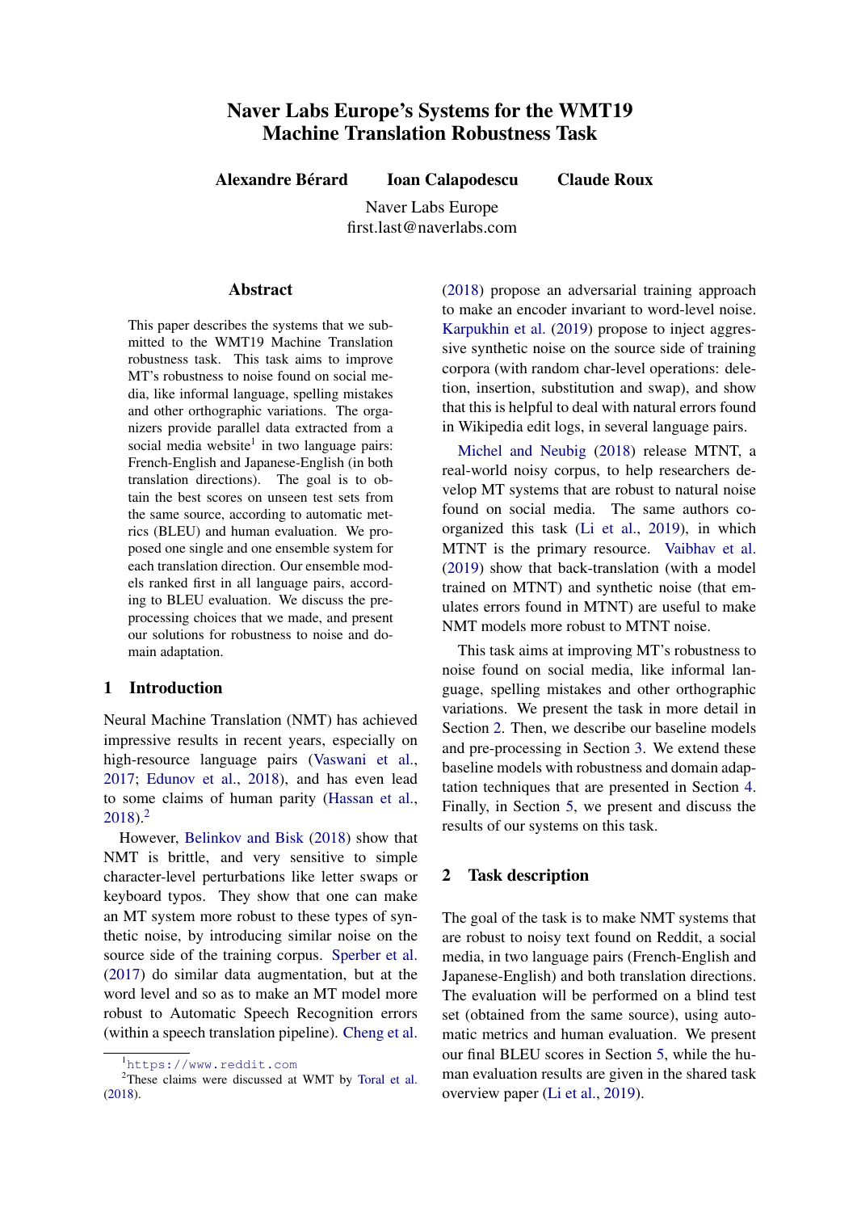# Naver Labs Europe's Systems for the WMT19 Machine Translation Robustness Task

**Alexandre Bérard** **Ioan Calapodescu** **Claude Roux**

Naver Labs Europe
first.last@naverlabs.com

## Abstract

This paper describes the systems that we submitted to the WMT19 Machine Translation robustness task. This task aims to improve MT's robustness to noise found on social media, like informal language, spelling mistakes and other orthographic variations. The organizers provide parallel data extracted from a social media website[1] in two language pairs: French-English and Japanese-English (in both translation directions). The goal is to obtain the best scores on unseen test sets from the same source, according to automatic metrics (BLEU) and human evaluation. We proposed one single and one ensemble system for each translation direction. Our ensemble models ranked first in all language pairs, according to BLEU evaluation. We discuss the pre-processing choices that we made, and present our solutions for robustness to noise and domain adaptation.

## 1 Introduction

Neural Machine Translation (NMT) has achieved impressive results in recent years, especially on high-resource language pairs (Vaswani et al., 2017; Edunov et al., 2018), and has even lead to some claims of human parity (Hassan et al., 2018).[2]

However, Belinkov and Bisk (2018) show that NMT is brittle, and very sensitive to simple character-level perturbations like letter swaps or keyboard typos. They show that one can make an MT system more robust to these types of synthetic noise, by introducing similar noise on the source side of the training corpus. Sperber et al. (2017) do similar data augmentation, but at the word level and so as to make an MT model more robust to Automatic Speech Recognition errors (within a speech translation pipeline). Cheng et al. (2018) propose an adversarial training approach to make an encoder invariant to word-level noise. Karpukhin et al. (2019) propose to inject aggressive synthetic noise on the source side of training corpora (with random char-level operations: deletion, insertion, substitution and swap), and show that this is helpful to deal with natural errors found in Wikipedia edit logs, in several language pairs.

Michel and Neubig (2018) release MTNT, a real-world noisy corpus, to help researchers develop MT systems that are robust to natural noise found on social media. The same authors co-organized this task (Li et al., 2019), in which MTNT is the primary resource. Vaibhav et al. (2019) show that back-translation (with a model trained on MTNT) and synthetic noise (that emulates errors found in MTNT) are useful to make NMT models more robust to MTNT noise.

This task aims at improving MT's robustness to noise found on social media, like informal language, spelling mistakes and other orthographic variations. We present the task in more detail in Section 2. Then, we describe our baseline models and pre-processing in Section 3. We extend these baseline models with robustness and domain adaptation techniques that are presented in Section 4. Finally, in Section 5, we present and discuss the results of our systems on this task.

## 2 Task description

The goal of the task is to make NMT systems that are robust to noisy text found on Reddit, a social media, in two language pairs (French-English and Japanese-English) and both translation directions. The evaluation will be performed on a blind test set (obtained from the same source), using automatic metrics and human evaluation. We present our final BLEU scores in Section 5, while the human evaluation results are given in the shared task overview paper (Li et al., 2019).

[1] https://www.reddit.com

[2] These claims were discussed at WMT by Toral et al. (2018).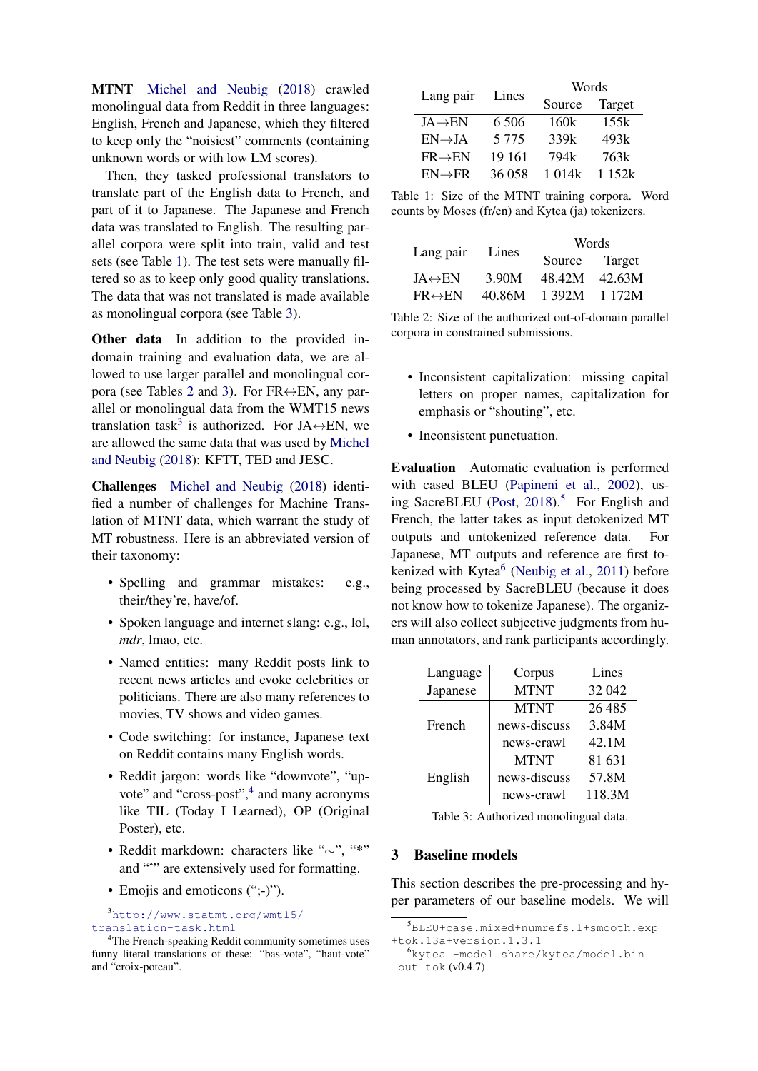**MTNT** Michel and Neubig (2018) crawled monolingual data from Reddit in three languages: English, French and Japanese, which they filtered to keep only the "noisiest" comments (containing unknown words or with low LM scores).

Then, they tasked professional translators to translate part of the English data to French, and part of it to Japanese. The Japanese and French data was translated to English. The resulting parallel corpora were split into train, valid and test sets (see Table 1). The test sets were manually filtered so as to keep only good quality translations. The data that was not translated is made available as monolingual corpora (see Table 3).

**Other data** In addition to the provided in-domain training and evaluation data, we are allowed to use larger parallel and monolingual corpora (see Tables 2 and 3). For FR↔EN, any parallel or monolingual data from the WMT15 news translation task[3] is authorized. For JA↔EN, we are allowed the same data that was used by Michel and Neubig (2018): KFTT, TED and JESC.

**Challenges** Michel and Neubig (2018) identified a number of challenges for Machine Translation of MTNT data, which warrant the study of MT robustness. Here is an abbreviated version of their taxonomy:

- Spelling and grammar mistakes: e.g., their/they're, have/of.
- Spoken language and internet slang: e.g., lol, *mdr*, lmao, etc.
- Named entities: many Reddit posts link to recent news articles and evoke celebrities or politicians. There are also many references to movies, TV shows and video games.
- Code switching: for instance, Japanese text on Reddit contains many English words.
- Reddit jargon: words like "downvote", "upvote" and "cross-post",[4] and many acronyms like TIL (Today I Learned), OP (Original Poster), etc.
- Reddit markdown: characters like "∼", "*" and "^" are extensively used for formatting.
- Emojis and emoticons (";-)").
- Inconsistent capitalization: missing capital letters on proper names, capitalization for emphasis or "shouting", etc.
- Inconsistent punctuation.

| Lang pair | Lines | Words | |
|---|---|---|---|
| | | Source | Target |
| JA→EN | 6 506 | 160k | 155k |
| EN→JA | 5 775 | 339k | 493k |
| FR→EN | 19 161 | 794k | 763k |
| EN→FR | 36 058 | 1 014k | 1 152k |

Table 1: Size of the MTNT training corpora. Word counts by Moses (fr/en) and Kytea (ja) tokenizers.

| Lang pair | Lines | Words | |
|---|---|---|---|
| | | Source | Target |
| JA↔EN | 3.90M | 48.42M | 42.63M |
| FR↔EN | 40.86M | 1 392M | 1 172M |

Table 2: Size of the authorized out-of-domain parallel corpora in constrained submissions.

**Evaluation** Automatic evaluation is performed with cased BLEU (Papineni et al., 2002), using SacreBLEU (Post, 2018).[5] For English and French, the latter takes as input detokenized MT outputs and untokenized reference data. For Japanese, MT outputs and reference are first tokenized with Kytea[6] (Neubig et al., 2011) before being processed by SacreBLEU (because it does not know how to tokenize Japanese). The organizers will also collect subjective judgments from human annotators, and rank participants accordingly.

| Language | Corpus | Lines |
|---|---|---|
| Japanese | MTNT | 32 042 |
| French | MTNT | 26 485 |
| | news-discuss | 3.84M |
| | news-crawl | 42.1M |
| English | MTNT | 81 631 |
| | news-discuss | 57.8M |
| | news-crawl | 118.3M |

Table 3: Authorized monolingual data.

## 3 Baseline models

This section describes the pre-processing and hyper parameters of our baseline models. We will

[3] `http://www.statmt.org/wmt15/translation-task.html`

[4] The French-speaking Reddit community sometimes uses funny literal translations of these: "bas-vote", "haut-vote" and "croix-poteau".

[5] `BLEU+case.mixed+numrefs.1+smooth.exp+tok.13a+version.1.3.1`

[6] `kytea -model share/kytea/model.bin -out tok` (v0.4.7)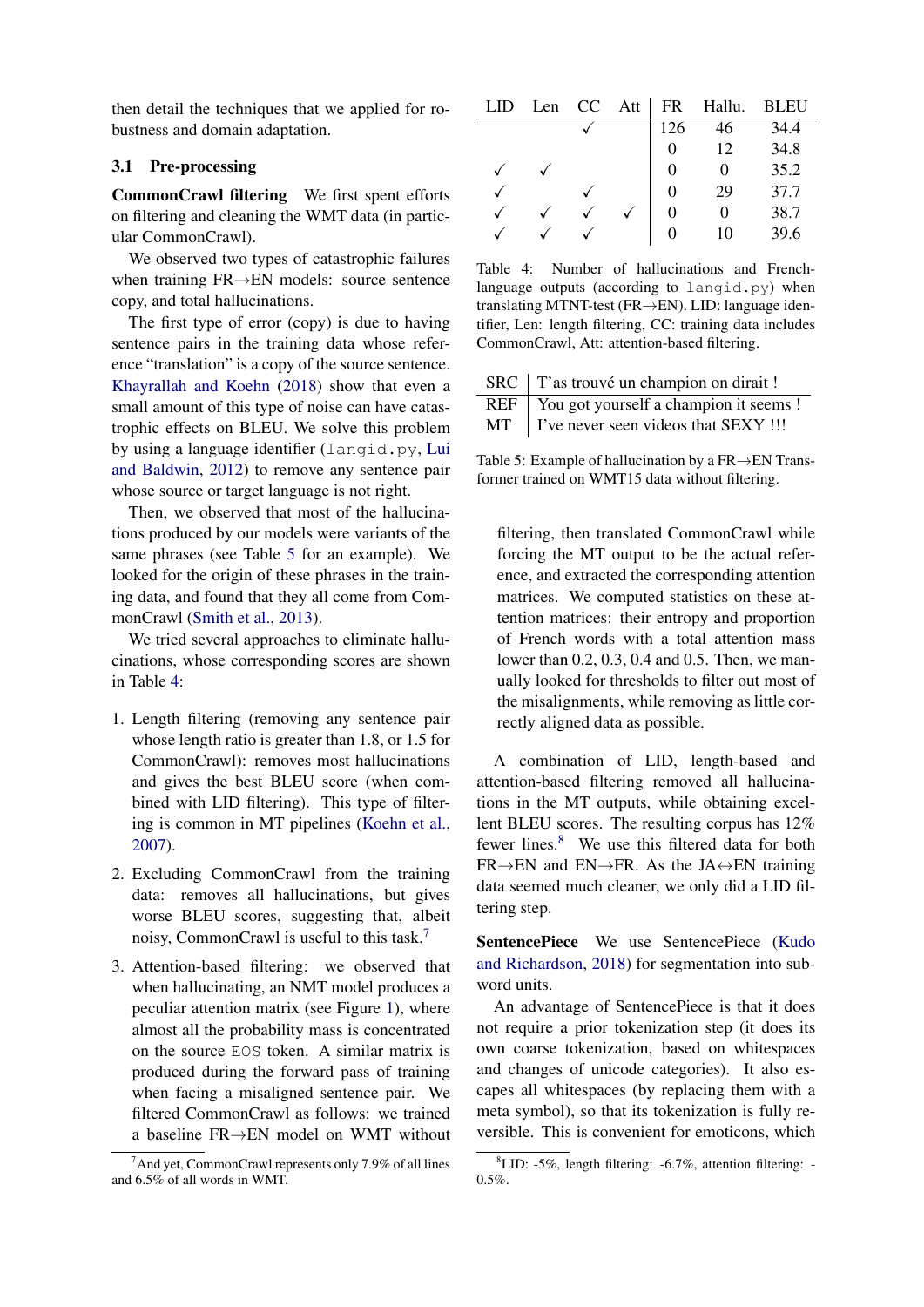then detail the techniques that we applied for robustness and domain adaptation.

## 3.1 Pre-processing

**CommonCrawl filtering** We first spent efforts on filtering and cleaning the WMT data (in particular CommonCrawl).

We observed two types of catastrophic failures when training FR→EN models: source sentence copy, and total hallucinations.

The first type of error (copy) is due to having sentence pairs in the training data whose reference "translation" is a copy of the source sentence. Khayrallah and Koehn (2018) show that even a small amount of this type of noise can have catastrophic effects on BLEU. We solve this problem by using a language identifier (`langid.py`, Lui and Baldwin, 2012) to remove any sentence pair whose source or target language is not right.

Then, we observed that most of the hallucinations produced by our models were variants of the same phrases (see Table 5 for an example). We looked for the origin of these phrases in the training data, and found that they all come from CommonCrawl (Smith et al., 2013).

We tried several approaches to eliminate hallucinations, whose corresponding scores are shown in Table 4:

1. Length filtering (removing any sentence pair whose length ratio is greater than 1.8, or 1.5 for CommonCrawl): removes most hallucinations and gives the best BLEU score (when combined with LID filtering). This type of filtering is common in MT pipelines (Koehn et al., 2007).

2. Excluding CommonCrawl from the training data: removes all hallucinations, but gives worse BLEU scores, suggesting that, albeit noisy, CommonCrawl is useful to this task.[7]

3. Attention-based filtering: we observed that when hallucinating, an NMT model produces a peculiar attention matrix (see Figure 1), where almost all the probability mass is concentrated on the source `EOS` token. A similar matrix is produced during the forward pass of training when facing a misaligned sentence pair. We filtered CommonCrawl as follows: we trained a baseline FR→EN model on WMT without filtering, then translated CommonCrawl while forcing the MT output to be the actual reference, and extracted the corresponding attention matrices. We computed statistics on these attention matrices: their entropy and proportion of French words with a total attention mass lower than 0.2, 0.3, 0.4 and 0.5. Then, we manually looked for thresholds to filter out most of the misalignments, while removing as little correctly aligned data as possible.

[7] And yet, CommonCrawl represents only 7.9% of all lines and 6.5% of all words in WMT.

| LID | Len | CC | Att | FR | Hallu. | BLEU |
|---|---|---|---|---|---|---|
| | | ✓ | | 126 | 46 | 34.4 |
| | | | | 0 | 12 | 34.8 |
| ✓ | ✓ | | | 0 | 0 | 35.2 |
| ✓ | | ✓ | | 0 | 29 | 37.7 |
| ✓ | ✓ | ✓ | ✓ | 0 | 0 | 38.7 |
| ✓ | ✓ | ✓ | | 0 | 10 | 39.6 |

Table 4: Number of hallucinations and French-language outputs (according to `langid.py`) when translating MTNT-test (FR→EN). LID: language identifier, Len: length filtering, CC: training data includes CommonCrawl, Att: attention-based filtering.

| SRC | T'as trouvé un champion on dirait ! |
|---|---|
| REF | You got yourself a champion it seems ! |
| MT | I've never seen videos that SEXY !!! |

Table 5: Example of hallucination by a FR→EN Transformer trained on WMT15 data without filtering.

A combination of LID, length-based and attention-based filtering removed all hallucinations in the MT outputs, while obtaining excellent BLEU scores. The resulting corpus has 12% fewer lines.[8] We use this filtered data for both FR→EN and EN→FR. As the JA↔EN training data seemed much cleaner, we only did a LID filtering step.

**SentencePiece** We use SentencePiece (Kudo and Richardson, 2018) for segmentation into subword units.

An advantage of SentencePiece is that it does not require a prior tokenization step (it does its own coarse tokenization, based on whitespaces and changes of unicode categories). It also escapes all whitespaces (by replacing them with a meta symbol), so that its tokenization is fully reversible. This is convenient for emoticons, which

[8] LID: -5%, length filtering: -6.7%, attention filtering: -0.5%.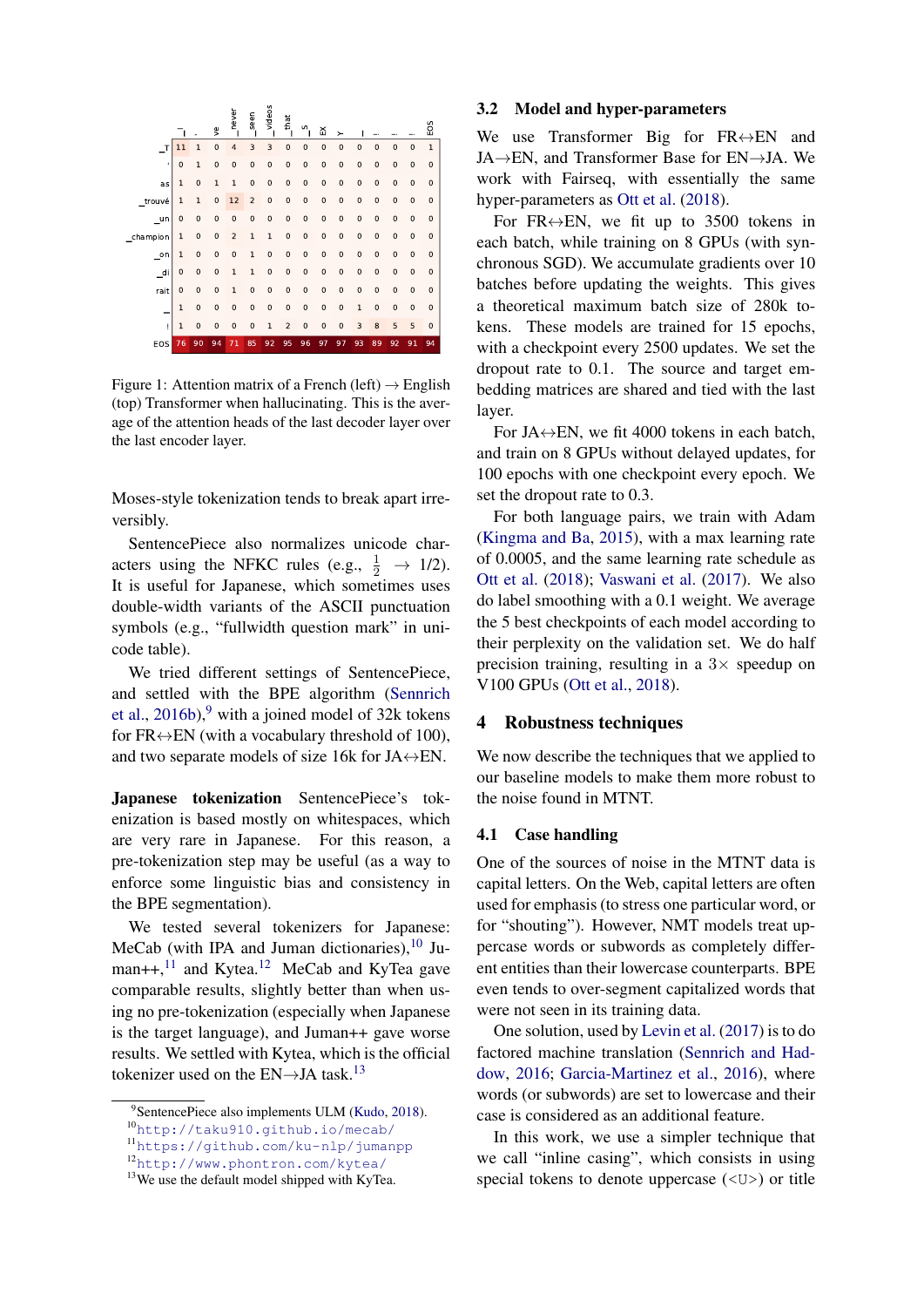|  | _I | ' | ve | _never | _seen | _videos | _that | _S | EX | Y | ! | _... | _... | _... | EOS |
|---|---|---|---|---|---|---|---|---|---|---|---|---|---|---|---|
| _T | 11 | 1 | 0 | 4 | 3 | 3 | 0 | 0 | 0 | 0 | 0 | 0 | 0 | 0 | 1 |
| ' | 0 | 1 | 0 | 0 | 0 | 0 | 0 | 0 | 0 | 0 | 0 | 0 | 0 | 0 | 0 |
| as | 1 | 0 | 1 | 1 | 0 | 0 | 0 | 0 | 0 | 0 | 0 | 0 | 0 | 0 | 0 |
| _trouvé | 1 | 1 | 0 | 12 | 2 | 0 | 0 | 0 | 0 | 0 | 0 | 0 | 0 | 0 | 0 |
| _un | 0 | 0 | 0 | 0 | 0 | 0 | 0 | 0 | 0 | 0 | 0 | 0 | 0 | 0 | 0 |
| _champion | 1 | 0 | 0 | 2 | 1 | 1 | 0 | 0 | 0 | 0 | 0 | 0 | 0 | 0 | 0 |
| _on | 1 | 0 | 0 | 0 | 1 | 0 | 0 | 0 | 0 | 0 | 0 | 0 | 0 | 0 | 0 |
| _di | 0 | 0 | 0 | 1 | 1 | 0 | 0 | 0 | 0 | 0 | 0 | 0 | 0 | 0 | 0 |
| rait | 0 | 0 | 0 | 1 | 0 | 0 | 0 | 0 | 0 | 0 | 0 | 0 | 0 | 0 | 0 |
| _ | 1 | 0 | 0 | 0 | 0 | 0 | 0 | 0 | 0 | 0 | 1 | 0 | 0 | 0 | 0 |
| ! | 1 | 0 | 0 | 0 | 0 | 1 | 2 | 0 | 0 | 0 | 3 | 8 | 5 | 5 | 0 |
| EOS | 76 | 90 | 94 | 71 | 85 | 92 | 95 | 96 | 97 | 97 | 93 | 89 | 92 | 91 | 94 |

Figure 1: Attention matrix of a French (left) → English (top) Transformer when hallucinating. This is the average of the attention heads of the last decoder layer over the last encoder layer.

Moses-style tokenization tends to break apart irreversibly.

SentencePiece also normalizes unicode characters using the NFKC rules (e.g., $\frac{1}{2}$ → 1/2). It is useful for Japanese, which sometimes uses double-width variants of the ASCII punctuation symbols (e.g., “fullwidth question mark” in unicode table).

We tried different settings of SentencePiece, and settled with the BPE algorithm (Sennrich et al., 2016b),[9] with a joined model of 32k tokens for FR↔EN (with a vocabulary threshold of 100), and two separate models of size 16k for JA↔EN.

**Japanese tokenization** SentencePiece's tokenization is based mostly on whitespaces, which are very rare in Japanese. For this reason, a pre-tokenization step may be useful (as a way to enforce some linguistic bias and consistency in the BPE segmentation).

We tested several tokenizers for Japanese: MeCab (with IPA and Juman dictionaries),[10] Juman++,[11] and Kytea.[12] MeCab and KyTea gave comparable results, slightly better than when using no pre-tokenization (especially when Japanese is the target language), and Juman++ gave worse results. We settled with Kytea, which is the official tokenizer used on the EN→JA task.[13]

[9] SentencePiece also implements ULM (Kudo, 2018).
[10] http://taku910.github.io/mecab/
[11] https://github.com/ku-nlp/jumanpp
[12] http://www.phontron.com/kytea/
[13] We use the default model shipped with KyTea.

## 3.2 Model and hyper-parameters

We use Transformer Big for FR↔EN and JA→EN, and Transformer Base for EN→JA. We work with Fairseq, with essentially the same hyper-parameters as Ott et al. (2018).

For FR↔EN, we fit up to 3500 tokens in each batch, while training on 8 GPUs (with synchronous SGD). We accumulate gradients over 10 batches before updating the weights. This gives a theoretical maximum batch size of 280k tokens. These models are trained for 15 epochs, with a checkpoint every 2500 updates. We set the dropout rate to 0.1. The source and target embedding matrices are shared and tied with the last layer.

For JA↔EN, we fit 4000 tokens in each batch, and train on 8 GPUs without delayed updates, for 100 epochs with one checkpoint every epoch. We set the dropout rate to 0.3.

For both language pairs, we train with Adam (Kingma and Ba, 2015), with a max learning rate of 0.0005, and the same learning rate schedule as Ott et al. (2018); Vaswani et al. (2017). We also do label smoothing with a 0.1 weight. We average the 5 best checkpoints of each model according to their perplexity on the validation set. We do half precision training, resulting in a 3× speedup on V100 GPUs (Ott et al., 2018).

# 4 Robustness techniques

We now describe the techniques that we applied to our baseline models to make them more robust to the noise found in MTNT.

## 4.1 Case handling

One of the sources of noise in the MTNT data is capital letters. On the Web, capital letters are often used for emphasis (to stress one particular word, or for “shouting”). However, NMT models treat uppercase words or subwords as completely different entities than their lowercase counterparts. BPE even tends to over-segment capitalized words that were not seen in its training data.

One solution, used by Levin et al. (2017) is to do factored machine translation (Sennrich and Haddow, 2016; Garcia-Martinez et al., 2016), where words (or subwords) are set to lowercase and their case is considered as an additional feature.

In this work, we use a simpler technique that we call “inline casing”, which consists in using special tokens to denote uppercase (<U>) or title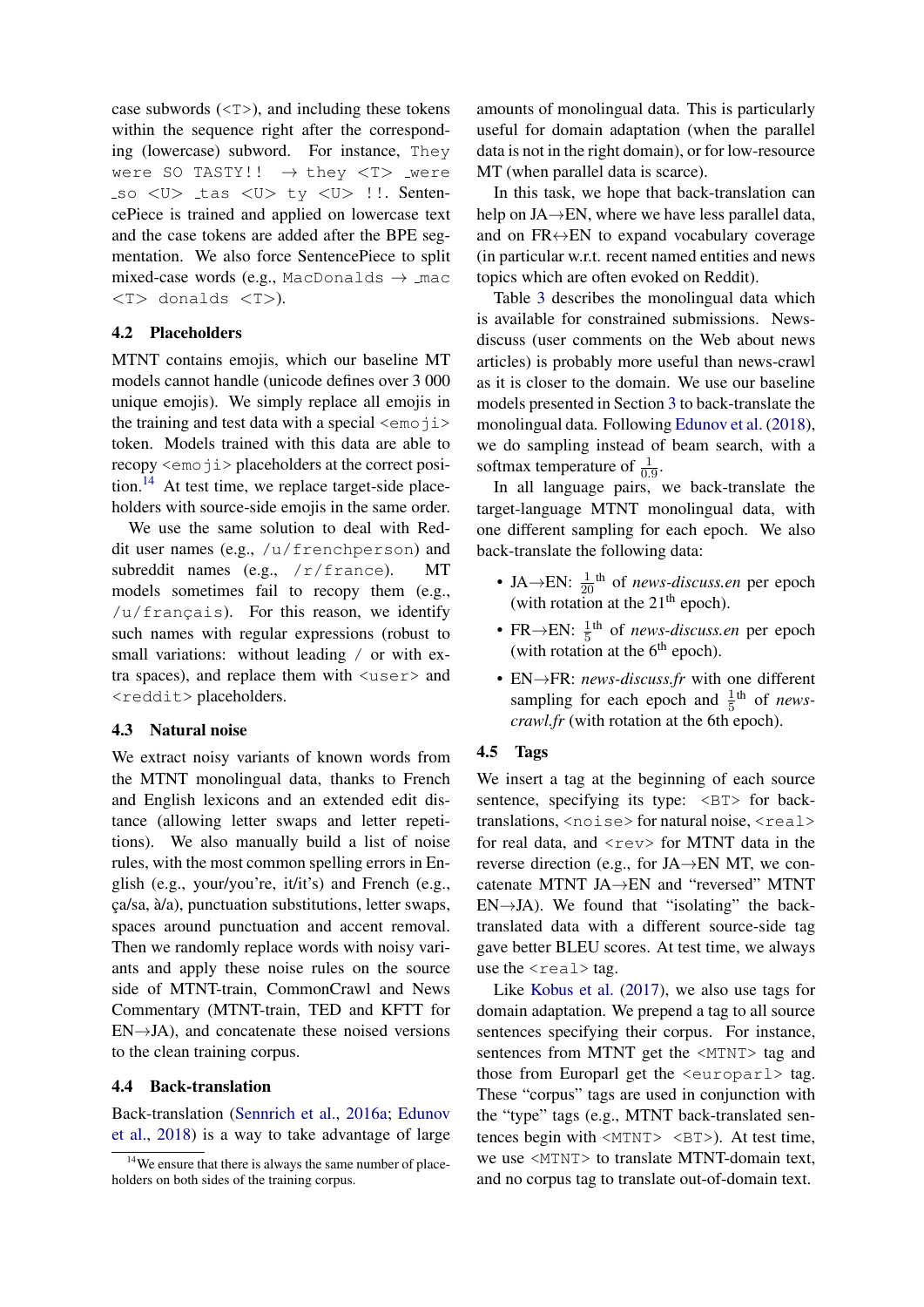case subwords (`<T>`), and including these tokens within the sequence right after the corresponding (lowercase) subword. For instance, `They were SO TASTY!!` → `they <T> ▁were ▁so <U> ▁tas <U> ty <U> !!`. SentencePiece is trained and applied on lowercase text and the case tokens are added after the BPE segmentation. We also force SentencePiece to split mixed-case words (e.g., `MacDonalds` → `▁mac <T> donalds <T>`).

### 4.2 Placeholders

MTNT contains emojis, which our baseline MT models cannot handle (unicode defines over 3 000 unique emojis). We simply replace all emojis in the training and test data with a special `<emoji>` token. Models trained with this data are able to recopy `<emoji>` placeholders at the correct position.[14] At test time, we replace target-side placeholders with source-side emojis in the same order.

We use the same solution to deal with Reddit user names (e.g., `/u/frenchperson`) and subreddit names (e.g., `/r/france`). MT models sometimes fail to recopy them (e.g., `/u/français`). For this reason, we identify such names with regular expressions (robust to small variations: without leading / or with extra spaces), and replace them with `<user>` and `<reddit>` placeholders.

### 4.3 Natural noise

We extract noisy variants of known words from the MTNT monolingual data, thanks to French and English lexicons and an extended edit distance (allowing letter swaps and letter repetitions). We also manually build a list of noise rules, with the most common spelling errors in English (e.g., your/you're, it/it's) and French (e.g., ça/sa, à/a), punctuation substitutions, letter swaps, spaces around punctuation and accent removal. Then we randomly replace words with noisy variants and apply these noise rules on the source side of MTNT-train, CommonCrawl and News Commentary (MTNT-train, TED and KFTT for EN→JA), and concatenate these noised versions to the clean training corpus.

### 4.4 Back-translation

Back-translation (Sennrich et al., 2016a; Edunov et al., 2018) is a way to take advantage of large amounts of monolingual data. This is particularly useful for domain adaptation (when the parallel data is not in the right domain), or for low-resource MT (when parallel data is scarce).

In this task, we hope that back-translation can help on JA↔EN, where we have less parallel data, and on FR↔EN to expand vocabulary coverage (in particular w.r.t. recent named entities and news topics which are often evoked on Reddit).

Table 3 describes the monolingual data which is available for constrained submissions. News-discuss (user comments on the Web about news articles) is probably more useful than news-crawl as it is closer to the domain. We use our baseline models presented in Section 3 to back-translate the monolingual data. Following Edunov et al. (2018), we do sampling instead of beam search, with a softmax temperature of $\frac{1}{0.9}$.

In all language pairs, we back-translate the target-language MTNT monolingual data, with one different sampling for each epoch. We also back-translate the following data:

- JA→EN: $\frac{1}{20}$th of *news-discuss.en* per epoch (with rotation at the 21th epoch).
- FR→EN: $\frac{1}{5}$th of *news-discuss.en* per epoch (with rotation at the 6th epoch).
- EN→FR: *news-discuss.fr* with one different sampling for each epoch and $\frac{1}{5}$th of *news-crawl.fr* (with rotation at the 6th epoch).

### 4.5 Tags

We insert a tag at the beginning of each source sentence, specifying its type: `<BT>` for back-translations, `<noise>` for natural noise, `<real>` for real data, and `<rev>` for MTNT data in the reverse direction (e.g., for JA→EN MT, we concatenate MTNT JA→EN and "reversed" MTNT EN→JA). We found that "isolating" the back-translated data with a different source-side tag gave better BLEU scores. At test time, we always use the `<real>` tag.

Like Kobus et al. (2017), we also use tags for domain adaptation. We prepend a tag to all source sentences specifying their corpus. For instance, sentences from MTNT get the `<MTNT>` tag and those from Europarl get the `<europarl>` tag. These "corpus" tags are used in conjunction with the "type" tags (e.g., MTNT back-translated sentences begin with `<MTNT> <BT>`). At test time, we use `<MTNT>` to translate MTNT-domain text, and no corpus tag to translate out-of-domain text.

[14] We ensure that there is always the same number of placeholders on both sides of the training corpus.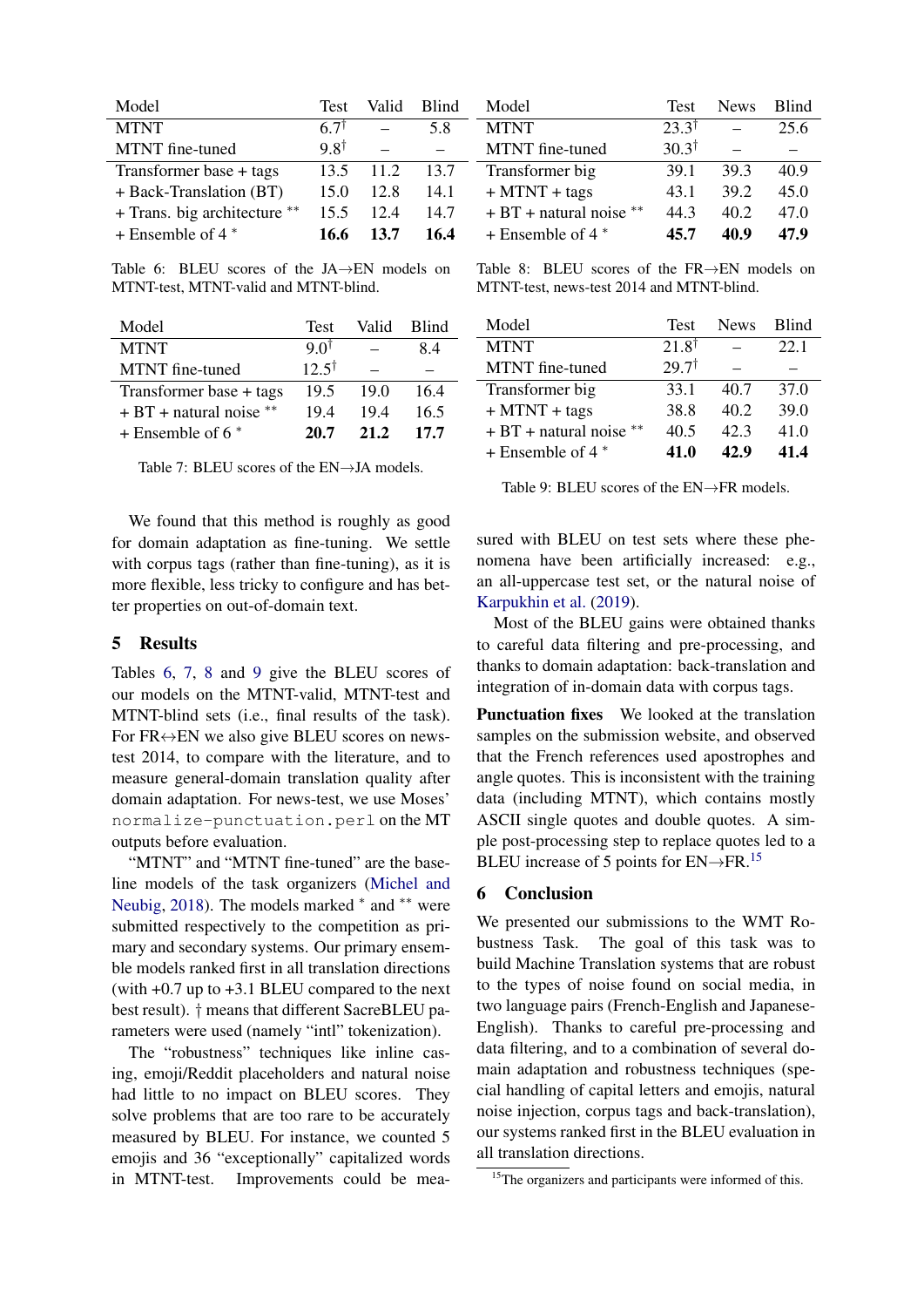| Model | Test | Valid | Blind |
|---|---|---|---|
| MTNT | 6.7† | – | 5.8 |
| MTNT fine-tuned | 9.8† | – | – |
| Transformer base + tags | 13.5 | 11.2 | 13.7 |
| + Back-Translation (BT) | 15.0 | 12.8 | 14.1 |
| + Trans. big architecture ** | 15.5 | 12.4 | 14.7 |
| + Ensemble of 4 * | **16.6** | **13.7** | **16.4** |

Table 6: BLEU scores of the JA→EN models on MTNT-test, MTNT-valid and MTNT-blind.

| Model | Test | Valid | Blind |
|---|---|---|---|
| MTNT | 9.0† | – | 8.4 |
| MTNT fine-tuned | 12.5† | – | – |
| Transformer base + tags | 19.5 | 19.0 | 16.4 |
| + BT + natural noise ** | 19.4 | 19.4 | 16.5 |
| + Ensemble of 6 * | **20.7** | **21.2** | **17.7** |

Table 7: BLEU scores of the EN→JA models.

| Model | Test | News | Blind |
|---|---|---|---|
| MTNT | 23.3† | – | 25.6 |
| MTNT fine-tuned | 30.3† | – | – |
| Transformer big | 39.1 | 39.3 | 40.9 |
| + MTNT + tags | 43.1 | 39.2 | 45.0 |
| + BT + natural noise ** | 44.3 | 40.2 | 47.0 |
| + Ensemble of 4 * | **45.7** | **40.9** | **47.9** |

Table 8: BLEU scores of the FR→EN models on MTNT-test, news-test 2014 and MTNT-blind.

| Model | Test | News | Blind |
|---|---|---|---|
| MTNT | 21.8† | – | 22.1 |
| MTNT fine-tuned | 29.7† | – | – |
| Transformer big | 33.1 | 40.7 | 37.0 |
| + MTNT + tags | 38.8 | 40.2 | 39.0 |
| + BT + natural noise ** | 40.5 | 42.3 | 41.0 |
| + Ensemble of 4 * | **41.0** | **42.9** | **41.4** |

Table 9: BLEU scores of the EN→FR models.

We found that this method is roughly as good for domain adaptation as fine-tuning. We settle with corpus tags (rather than fine-tuning), as it is more flexible, less tricky to configure and has better properties on out-of-domain text.

## 5 Results

Tables 6, 7, 8 and 9 give the BLEU scores of our models on the MTNT-valid, MTNT-test and MTNT-blind sets (i.e., final results of the task). For FR↔EN we also give BLEU scores on news-test 2014, to compare with the literature, and to measure general-domain translation quality after domain adaptation. For news-test, we use Moses' `normalize-punctuation.perl` on the MT outputs before evaluation.

"MTNT" and "MTNT fine-tuned" are the baseline models of the task organizers (Michel and Neubig, 2018). The models marked * and ** were submitted respectively to the competition as primary and secondary systems. Our primary ensemble models ranked first in all translation directions (with +0.7 up to +3.1 BLEU compared to the next best result). † means that different SacreBLEU parameters were used (namely "intl" tokenization).

The "robustness" techniques like inline casing, emoji/Reddit placeholders and natural noise had little to no impact on BLEU scores. They solve problems that are too rare to be accurately measured by BLEU. For instance, we counted 5 emojis and 36 "exceptionally" capitalized words in MTNT-test. Improvements could be measured with BLEU on test sets where these phenomena have been artificially increased: e.g., an all-uppercase test set, or the natural noise of Karpukhin et al. (2019).

Most of the BLEU gains were obtained thanks to careful data filtering and pre-processing, and thanks to domain adaptation: back-translation and integration of in-domain data with corpus tags.

**Punctuation fixes** We looked at the translation samples on the submission website, and observed that the French references used apostrophes and angle quotes. This is inconsistent with the training data (including MTNT), which contains mostly ASCII single quotes and double quotes. A simple post-processing step to replace quotes led to a BLEU increase of 5 points for EN→FR.[15]

## 6 Conclusion

We presented our submissions to the WMT Robustness Task. The goal of this task was to build Machine Translation systems that are robust to the types of noise found on social media, in two language pairs (French-English and Japanese-English). Thanks to careful pre-processing and data filtering, and to a combination of several domain adaptation and robustness techniques (special handling of capital letters and emojis, natural noise injection, corpus tags and back-translation), our systems ranked first in the BLEU evaluation in all translation directions.

[15] The organizers and participants were informed of this.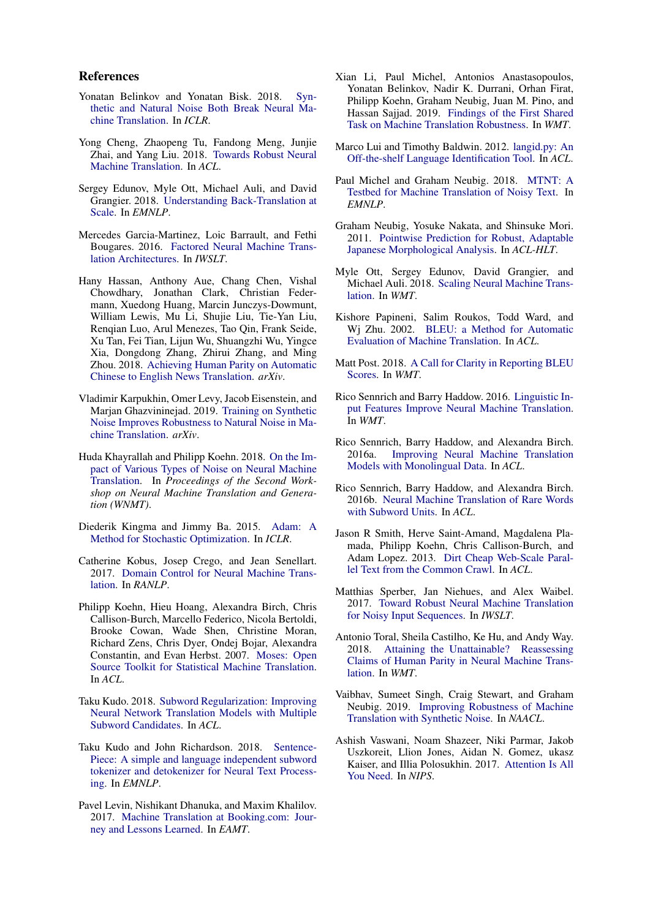## References

Yonatan Belinkov and Yonatan Bisk. 2018. Synthetic and Natural Noise Both Break Neural Machine Translation. In *ICLR*.

Yong Cheng, Zhaopeng Tu, Fandong Meng, Junjie Zhai, and Yang Liu. 2018. Towards Robust Neural Machine Translation. In *ACL*.

Sergey Edunov, Myle Ott, Michael Auli, and David Grangier. 2018. Understanding Back-Translation at Scale. In *EMNLP*.

Mercedes Garcia-Martinez, Loic Barrault, and Fethi Bougares. 2016. Factored Neural Machine Translation Architectures. In *IWSLT*.

Hany Hassan, Anthony Aue, Chang Chen, Vishal Chowdhary, Jonathan Clark, Christian Federmann, Xuedong Huang, Marcin Junczys-Dowmunt, William Lewis, Mu Li, Shujie Liu, Tie-Yan Liu, Renqian Luo, Arul Menezes, Tao Qin, Frank Seide, Xu Tan, Fei Tian, Lijun Wu, Shuangzhi Wu, Yingce Xia, Dongdong Zhang, Zhirui Zhang, and Ming Zhou. 2018. Achieving Human Parity on Automatic Chinese to English News Translation. *arXiv*.

Vladimir Karpukhin, Omer Levy, Jacob Eisenstein, and Marjan Ghazvininejad. 2019. Training on Synthetic Noise Improves Robustness to Natural Noise in Machine Translation. *arXiv*.

Huda Khayrallah and Philipp Koehn. 2018. On the Impact of Various Types of Noise on Neural Machine Translation. In *Proceedings of the Second Workshop on Neural Machine Translation and Generation (WNMT)*.

Diederik Kingma and Jimmy Ba. 2015. Adam: A Method for Stochastic Optimization. In *ICLR*.

Catherine Kobus, Josep Crego, and Jean Senellart. 2017. Domain Control for Neural Machine Translation. In *RANLP*.

Philipp Koehn, Hieu Hoang, Alexandra Birch, Chris Callison-Burch, Marcello Federico, Nicola Bertoldi, Brooke Cowan, Wade Shen, Christine Moran, Richard Zens, Chris Dyer, Ondej Bojar, Alexandra Constantin, and Evan Herbst. 2007. Moses: Open Source Toolkit for Statistical Machine Translation. In *ACL*.

Taku Kudo. 2018. Subword Regularization: Improving Neural Network Translation Models with Multiple Subword Candidates. In *ACL*.

Taku Kudo and John Richardson. 2018. SentencePiece: A simple and language independent subword tokenizer and detokenizer for Neural Text Processing. In *EMNLP*.

Pavel Levin, Nishikant Dhanuka, and Maxim Khalilov. 2017. Machine Translation at Booking.com: Journey and Lessons Learned. In *EAMT*.

Xian Li, Paul Michel, Antonios Anastasopoulos, Yonatan Belinkov, Nadir K. Durrani, Orhan Firat, Philipp Koehn, Graham Neubig, Juan M. Pino, and Hassan Sajjad. 2019. Findings of the First Shared Task on Machine Translation Robustness. In *WMT*.

Marco Lui and Timothy Baldwin. 2012. langid.py: An Off-the-shelf Language Identification Tool. In *ACL*.

Paul Michel and Graham Neubig. 2018. MTNT: A Testbed for Machine Translation of Noisy Text. In *EMNLP*.

Graham Neubig, Yosuke Nakata, and Shinsuke Mori. 2011. Pointwise Prediction for Robust, Adaptable Japanese Morphological Analysis. In *ACL-HLT*.

Myle Ott, Sergey Edunov, David Grangier, and Michael Auli. 2018. Scaling Neural Machine Translation. In *WMT*.

Kishore Papineni, Salim Roukos, Todd Ward, and Wj Zhu. 2002. BLEU: a Method for Automatic Evaluation of Machine Translation. In *ACL*.

Matt Post. 2018. A Call for Clarity in Reporting BLEU Scores. In *WMT*.

Rico Sennrich and Barry Haddow. 2016. Linguistic Input Features Improve Neural Machine Translation. In *WMT*.

Rico Sennrich, Barry Haddow, and Alexandra Birch. 2016a. Improving Neural Machine Translation Models with Monolingual Data. In *ACL*.

Rico Sennrich, Barry Haddow, and Alexandra Birch. 2016b. Neural Machine Translation of Rare Words with Subword Units. In *ACL*.

Jason R Smith, Herve Saint-Amand, Magdalena Plamada, Philipp Koehn, Chris Callison-Burch, and Adam Lopez. 2013. Dirt Cheap Web-Scale Parallel Text from the Common Crawl. In *ACL*.

Matthias Sperber, Jan Niehues, and Alex Waibel. 2017. Toward Robust Neural Machine Translation for Noisy Input Sequences. In *IWSLT*.

Antonio Toral, Sheila Castilho, Ke Hu, and Andy Way. 2018. Attaining the Unattainable? Reassessing Claims of Human Parity in Neural Machine Translation. In *WMT*.

Vaibhav, Sumeet Singh, Craig Stewart, and Graham Neubig. 2019. Improving Robustness of Machine Translation with Synthetic Noise. In *NAACL*.

Ashish Vaswani, Noam Shazeer, Niki Parmar, Jakob Uszkoreit, Llion Jones, Aidan N. Gomez, ukasz Kaiser, and Illia Polosukhin. 2017. Attention Is All You Need. In *NIPS*.